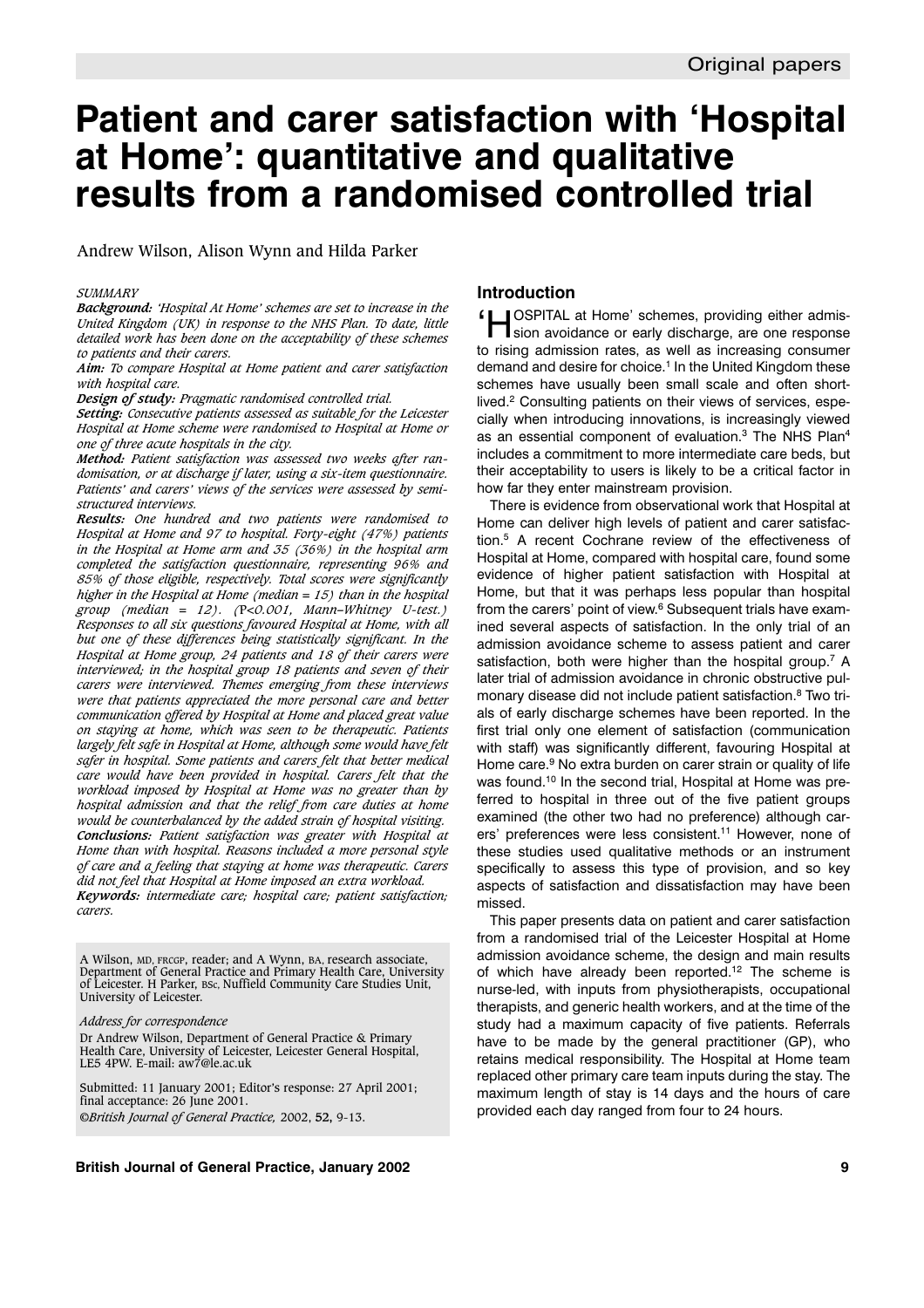# Patient and carer satisfaction with 'Hospital at Home': quantitative and qualitative results from a randomised controlled trial

Andrew Wilson, Alison Wynn and Hilda Parker

*SUMMARY*

***Background:*** *'Hospital At Home' schemes are set to increase in the United Kingdom (UK) in response to the NHS Plan. To date, little detailed work has been done on the acceptability of these schemes to patients and their carers.*

***Aim:*** *To compare Hospital at Home patient and carer satisfaction with hospital care.*

***Design of study:*** *Pragmatic randomised controlled trial.*

***Setting:*** *Consecutive patients assessed as suitable for the Leicester Hospital at Home scheme were randomised to Hospital at Home or one of three acute hospitals in the city.*

***Method:*** *Patient satisfaction was assessed two weeks after randomisation, or at discharge if later, using a six-item questionnaire. Patients' and carers' views of the services were assessed by semi-structured interviews.*

***Results:*** *One hundred and two patients were randomised to Hospital at Home and 97 to hospital. Forty-eight (47%) patients in the Hospital at Home arm and 35 (36%) in the hospital arm completed the satisfaction questionnaire, representing 96% and 85% of those eligible, respectively. Total scores were significantly higher in the Hospital at Home (median = 15) than in the hospital group (median = 12). (P<0.001, Mann–Whitney U-test.) Responses to all six questions favoured Hospital at Home, with all but one of these differences being statistically significant. In the Hospital at Home group, 24 patients and 18 of their carers were interviewed; in the hospital group 18 patients and seven of their carers were interviewed. Themes emerging from these interviews were that patients appreciated the more personal care and better communication offered by Hospital at Home and placed great value on staying at home, which was seen to be therapeutic. Patients largely felt safe in Hospital at Home, although some would have felt safer in hospital. Some patients and carers felt that better medical care would have been provided in hospital. Carers felt that the workload imposed by Hospital at Home was no greater than by hospital admission and that the relief from care duties at home would be counterbalanced by the added strain of hospital visiting.*

***Conclusions:*** *Patient satisfaction was greater with Hospital at Home than with hospital. Reasons included a more personal style of care and a feeling that staying at home was therapeutic. Carers did not feel that Hospital at Home imposed an extra workload.*

***Keywords:*** *intermediate care; hospital care; patient satisfaction; carers.*

A Wilson, MD, FRCGP, reader; and A Wynn, BA, research associate, Department of General Practice and Primary Health Care, University of Leicester. H Parker, BSc, Nuffield Community Care Studies Unit, University of Leicester.

*Address for correspondence*

Dr Andrew Wilson, Department of General Practice & Primary Health Care, University of Leicester, Leicester General Hospital, LE5 4PW. E-mail: aw7@le.ac.uk

Submitted: 11 January 2001; Editor's response: 27 April 2001; final acceptance: 26 June 2001.

©*British Journal of General Practice,* 2002, **52,** 9-13.

## Introduction

'HOSPITAL at Home' schemes, providing either admission avoidance or early discharge, are one response to rising admission rates, as well as increasing consumer demand and desire for choice.[1] In the United Kingdom these schemes have usually been small scale and often short-lived.[2] Consulting patients on their views of services, especially when introducing innovations, is increasingly viewed as an essential component of evaluation.[3] The NHS Plan[4] includes a commitment to more intermediate care beds, but their acceptability to users is likely to be a critical factor in how far they enter mainstream provision.

There is evidence from observational work that Hospital at Home can deliver high levels of patient and carer satisfaction.[5] A recent Cochrane review of the effectiveness of Hospital at Home, compared with hospital care, found some evidence of higher patient satisfaction with Hospital at Home, but that it was perhaps less popular than hospital from the carers' point of view.[6] Subsequent trials have examined several aspects of satisfaction. In the only trial of an admission avoidance scheme to assess patient and carer satisfaction, both were higher than the hospital group.[7] A later trial of admission avoidance in chronic obstructive pulmonary disease did not include patient satisfaction.[8] Two trials of early discharge schemes have been reported. In the first trial only one element of satisfaction (communication with staff) was significantly different, favouring Hospital at Home care.[9] No extra burden on carer strain or quality of life was found.[10] In the second trial, Hospital at Home was preferred to hospital in three out of the five patient groups examined (the other two had no preference) although carers' preferences were less consistent.[11] However, none of these studies used qualitative methods or an instrument specifically to assess this type of provision, and so key aspects of satisfaction and dissatisfaction may have been missed.

This paper presents data on patient and carer satisfaction from a randomised trial of the Leicester Hospital at Home admission avoidance scheme, the design and main results of which have already been reported.[12] The scheme is nurse-led, with inputs from physiotherapists, occupational therapists, and generic health workers, and at the time of the study had a maximum capacity of five patients. Referrals have to be made by the general practitioner (GP), who retains medical responsibility. The Hospital at Home team replaced other primary care team inputs during the stay. The maximum length of stay is 14 days and the hours of care provided each day ranged from four to 24 hours.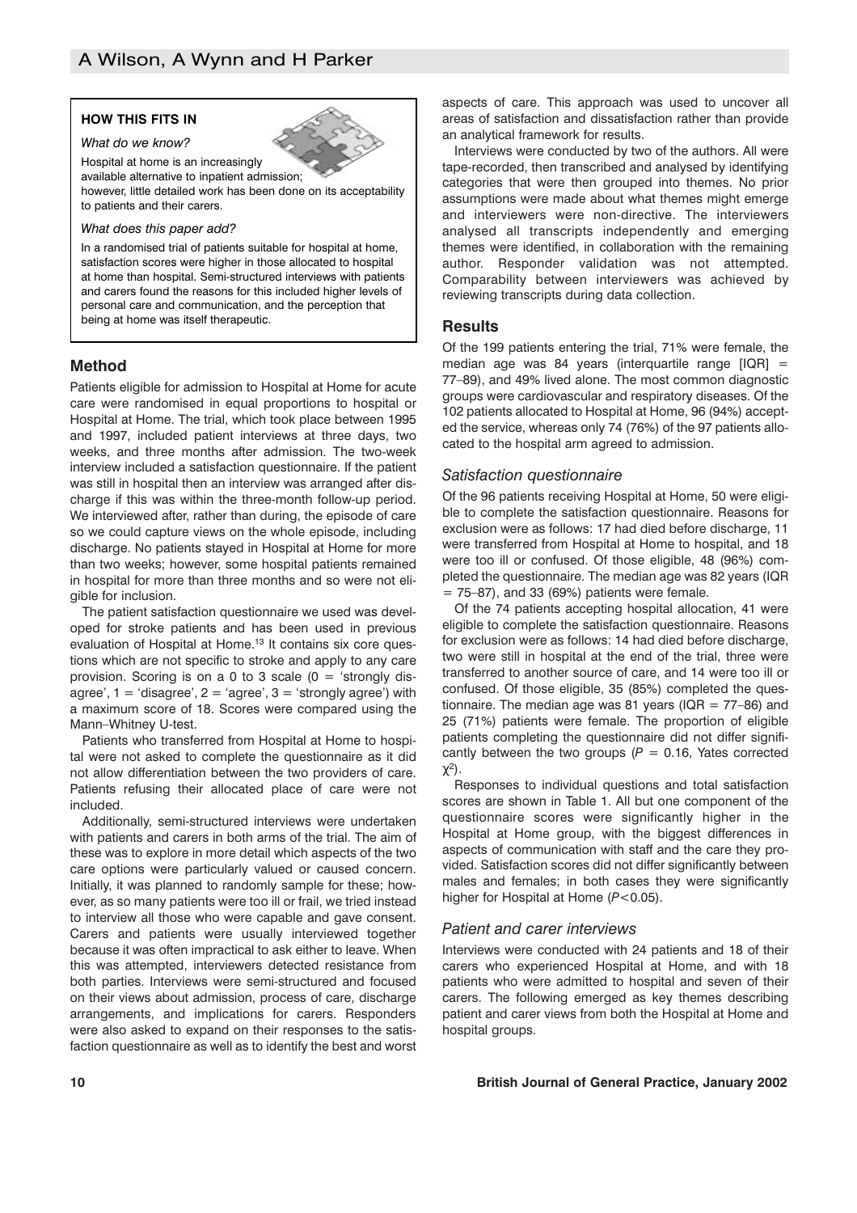### HOW THIS FITS IN

*What do we know?*

Hospital at home is an increasingly available alternative to inpatient admission; however, little detailed work has been done on its acceptability to patients and their carers.

*What does this paper add?*

In a randomised trial of patients suitable for hospital at home, satisfaction scores were higher in those allocated to hospital at home than hospital. Semi-structured interviews with patients and carers found the reasons for this included higher levels of personal care and communication, and the perception that being at home was itself therapeutic.

## Method

Patients eligible for admission to Hospital at Home for acute care were randomised in equal proportions to hospital or Hospital at Home. The trial, which took place between 1995 and 1997, included patient interviews at three days, two weeks, and three months after admission. The two-week interview included a satisfaction questionnaire. If the patient was still in hospital then an interview was arranged after discharge if this was within the three-month follow-up period. We interviewed after, rather than during, the episode of care so we could capture views on the whole episode, including discharge. No patients stayed in Hospital at Home for more than two weeks; however, some hospital patients remained in hospital for more than three months and so were not eligible for inclusion.

The patient satisfaction questionnaire we used was developed for stroke patients and has been used in previous evaluation of Hospital at Home.[13] It contains six core questions which are not specific to stroke and apply to any care provision. Scoring is on a 0 to 3 scale (0 = 'strongly disagree', 1 = 'disagree', 2 = 'agree', 3 = 'strongly agree') with a maximum score of 18. Scores were compared using the Mann–Whitney U-test.

Patients who transferred from Hospital at Home to hospital were not asked to complete the questionnaire as it did not allow differentiation between the two providers of care. Patients refusing their allocated place of care were not included.

Additionally, semi-structured interviews were undertaken with patients and carers in both arms of the trial. The aim of these was to explore in more detail which aspects of the two care options were particularly valued or caused concern. Initially, it was planned to randomly sample for these; however, as so many patients were too ill or frail, we tried instead to interview all those who were capable and gave consent. Carers and patients were usually interviewed together because it was often impractical to ask either to leave. When this was attempted, interviewers detected resistance from both parties. Interviews were semi-structured and focused on their views about admission, process of care, discharge arrangements, and implications for carers. Responders were also asked to expand on their responses to the satisfaction questionnaire as well as to identify the best and worst aspects of care. This approach was used to uncover all areas of satisfaction and dissatisfaction rather than provide an analytical framework for results.

Interviews were conducted by two of the authors. All were tape-recorded, then transcribed and analysed by identifying categories that were then grouped into themes. No prior assumptions were made about what themes might emerge and interviewers were non-directive. The interviewers analysed all transcripts independently and emerging themes were identified, in collaboration with the remaining author. Responder validation was not attempted. Comparability between interviewers was achieved by reviewing transcripts during data collection.

## Results

Of the 199 patients entering the trial, 71% were female, the median age was 84 years (interquartile range [IQR] = 77–89), and 49% lived alone. The most common diagnostic groups were cardiovascular and respiratory diseases. Of the 102 patients allocated to Hospital at Home, 96 (94%) accepted the service, whereas only 74 (76%) of the 97 patients allocated to the hospital arm agreed to admission.

### *Satisfaction questionnaire*

Of the 96 patients receiving Hospital at Home, 50 were eligible to complete the satisfaction questionnaire. Reasons for exclusion were as follows: 17 had died before discharge, 11 were transferred from Hospital at Home to hospital, and 18 were too ill or confused. Of those eligible, 48 (96%) completed the questionnaire. The median age was 82 years (IQR = 75–87), and 33 (69%) patients were female.

Of the 74 patients accepting hospital allocation, 41 were eligible to complete the satisfaction questionnaire. Reasons for exclusion were as follows: 14 had died before discharge, two were still in hospital at the end of the trial, three were transferred to another source of care, and 14 were too ill or confused. Of those eligible, 35 (85%) completed the questionnaire. The median age was 81 years (IQR = 77–86) and 25 (71%) patients were female. The proportion of eligible patients completing the questionnaire did not differ significantly between the two groups ($P = 0.16$, Yates corrected $\chi^2$).

Responses to individual questions and total satisfaction scores are shown in Table 1. All but one component of the questionnaire scores were significantly higher in the Hospital at Home group, with the biggest differences in aspects of communication with staff and the care they provided. Satisfaction scores did not differ significantly between males and females; in both cases they were significantly higher for Hospital at Home ($P<0.05$).

### *Patient and carer interviews*

Interviews were conducted with 24 patients and 18 of their carers who experienced Hospital at Home, and with 18 patients who were admitted to hospital and seven of their carers. The following emerged as key themes describing patient and carer views from both the Hospital at Home and hospital groups.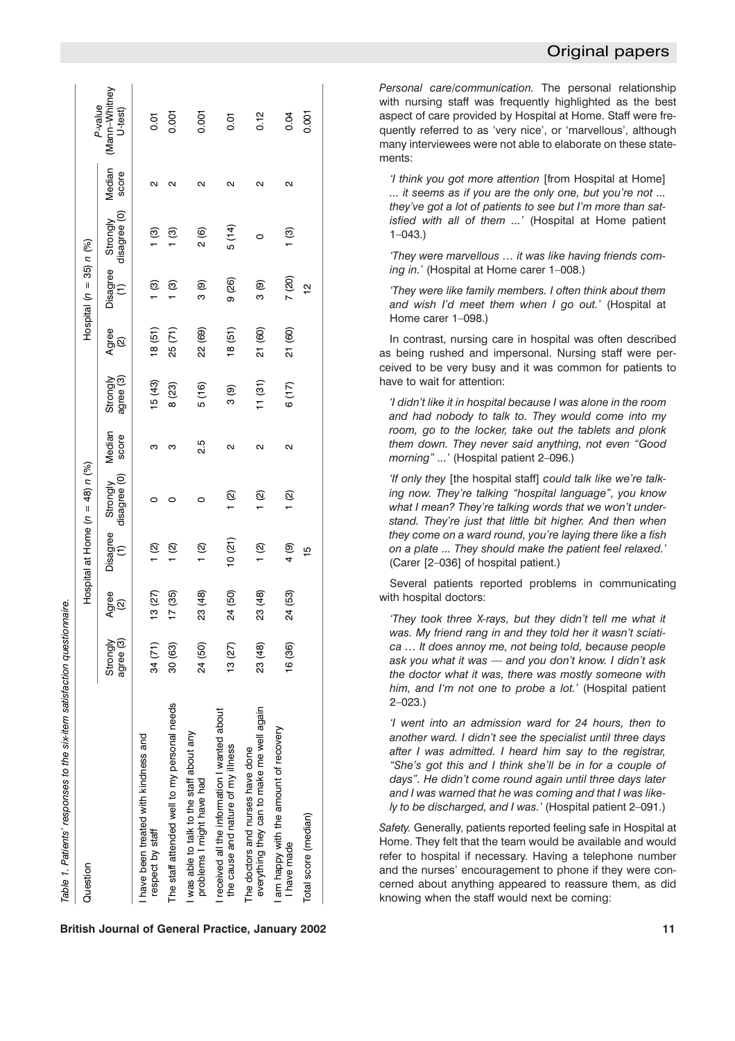Table 1. Patients' responses to the six-item satisfaction questionnaire.

| Question | Hospital at Home ($n$ = 48) $n$ (%) | | | | | Hospital ($n$ = 35) $n$ (%) | | | | | $P$-value (Mann–Whitney U-test) |
|---|---|---|---|---|---|---|---|---|---|---|---|
| | Strongly agree (3) | Agree (2) | Disagree (1) | Strongly disagree (0) | Median score | Strongly agree (3) | Agree (2) | Disagree (1) | Strongly disagree (0) | Median score | |
| I have been treated with kindness and respect by staff | 34 (71) | 13 (27) | 1 (2) | 0 | 3 | 15 (43) | 18 (51) | 1 (3) | 1 (3) | 2 | 0.01 |
| The staff attended well to my personal needs | 30 (63) | 17 (35) | 1 (2) | 0 | 3 | 8 (23) | 25 (71) | 1 (3) | 1 (3) | 2 | 0.001 |
| I was able to talk to the staff about any problems I might have had | 24 (50) | 23 (48) | 1 (2) | 0 | 2.5 | 5 (16) | 22 (69) | 3 (9) | 2 (6) | 2 | 0.001 |
| I received all the information I wanted about the cause and nature of my illness | 13 (27) | 24 (50) | 10 (21) | 1 (2) | 2 | 3 (9) | 18 (51) | 9 (26) | 5 (14) | 2 | 0.01 |
| The doctors and nurses have done everything they can to make me well again | 23 (48) | 23 (48) | 1 (2) | 1 (2) | 2 | 11 (31) | 21 (60) | 3 (9) | 0 | 2 | 0.12 |
| I am happy with the amount of recovery I have made | 16 (36) | 24 (53) | 4 (9) | 1 (2) | 2 | 6 (17) | 21 (60) | 7 (20) | 1 (3) | 2 | 0.04 |
| Total score (median) | | | 15 | | | | | 12 | | | 0.001 |

*Personal care/communication.* The personal relationship with nursing staff was frequently highlighted as the best aspect of care provided by Hospital at Home. Staff were frequently referred to as 'very nice', or 'marvellous', although many interviewees were not able to elaborate on these statements:

> *'I think you got more attention* [from Hospital at Home] *... it seems as if you are the only one, but you're not ... they've got a lot of patients to see but I'm more than satisfied with all of them ...'* (Hospital at Home patient 1–043.)

> *'They were marvellous … it was like having friends coming in.'* (Hospital at Home carer 1–008.)

> *'They were like family members. I often think about them and wish I'd meet them when I go out.'* (Hospital at Home carer 1–098.)

In contrast, nursing care in hospital was often described as being rushed and impersonal. Nursing staff were perceived to be very busy and it was common for patients to have to wait for attention:

> *'I didn't like it in hospital because I was alone in the room and had nobody to talk to. They would come into my room, go to the locker, take out the tablets and plonk them down. They never said anything, not even "Good morning" ...'* (Hospital patient 2–096.)

> *'If only they* [the hospital staff] *could talk like we're talking now. They're talking "hospital language", you know what I mean? They're talking words that we won't understand. They're just that little bit higher. And then when they come on a ward round, you're laying there like a fish on a plate ... They should make the patient feel relaxed.'* (Carer [2–036] of hospital patient.)

Several patients reported problems in communicating with hospital doctors:

> *'They took three X-rays, but they didn't tell me what it was. My friend rang in and they told her it wasn't sciatica … It does annoy me, not being told, because people ask you what it was — and you don't know. I didn't ask the doctor what it was, there was mostly someone with him, and I'm not one to probe a lot.'* (Hospital patient 2–023.)

> *'I went into an admission ward for 24 hours, then to another ward. I didn't see the specialist until three days after I was admitted. I heard him say to the registrar, "She's got this and I think she'll be in for a couple of days". He didn't come round again until three days later and I was warned that he was coming and that I was likely to be discharged, and I was.'* (Hospital patient 2–091.)

*Safety.* Generally, patients reported feeling safe in Hospital at Home. They felt that the team would be available and would refer to hospital if necessary. Having a telephone number and the nurses' encouragement to phone if they were concerned about anything appeared to reassure them, as did knowing when the staff would next be coming: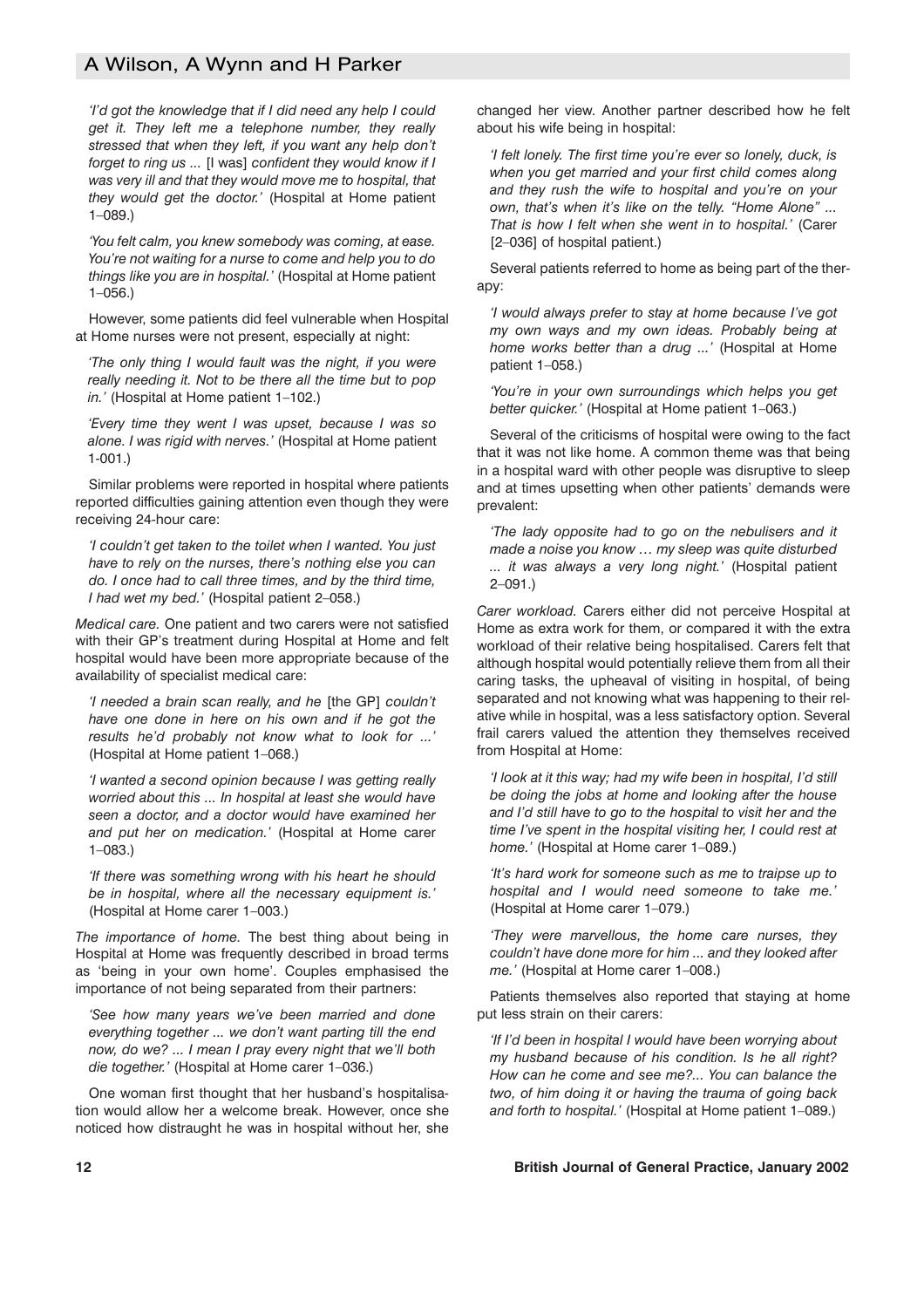*'I'd got the knowledge that if I did need any help I could get it. They left me a telephone number, they really stressed that when they left, if you want any help don't forget to ring us ...* [I was] *confident they would know if I was very ill and that they would move me to hospital, that they would get the doctor.'* (Hospital at Home patient 1–089.)

*'You felt calm, you knew somebody was coming, at ease. You're not waiting for a nurse to come and help you to do things like you are in hospital.'* (Hospital at Home patient 1–056.)

However, some patients did feel vulnerable when Hospital at Home nurses were not present, especially at night:

*'The only thing I would fault was the night, if you were really needing it. Not to be there all the time but to pop in.'* (Hospital at Home patient 1–102.)

*'Every time they went I was upset, because I was so alone. I was rigid with nerves.'* (Hospital at Home patient 1-001.)

Similar problems were reported in hospital where patients reported difficulties gaining attention even though they were receiving 24-hour care:

*'I couldn't get taken to the toilet when I wanted. You just have to rely on the nurses, there's nothing else you can do. I once had to call three times, and by the third time, I had wet my bed.'* (Hospital patient 2–058.)

*Medical care.* One patient and two carers were not satisfied with their GP's treatment during Hospital at Home and felt hospital would have been more appropriate because of the availability of specialist medical care:

*'I needed a brain scan really, and he* [the GP] *couldn't have one done in here on his own and if he got the results he'd probably not know what to look for ...'* (Hospital at Home patient 1–068.)

*'I wanted a second opinion because I was getting really worried about this ... In hospital at least she would have seen a doctor, and a doctor would have examined her and put her on medication.'* (Hospital at Home carer 1–083.)

*'If there was something wrong with his heart he should be in hospital, where all the necessary equipment is.'* (Hospital at Home carer 1–003.)

*The importance of home.* The best thing about being in Hospital at Home was frequently described in broad terms as 'being in your own home'. Couples emphasised the importance of not being separated from their partners:

*'See how many years we've been married and done everything together ... we don't want parting till the end now, do we? ... I mean I pray every night that we'll both die together.'* (Hospital at Home carer 1–036.)

One woman first thought that her husband's hospitalisation would allow her a welcome break. However, once she noticed how distraught he was in hospital without her, she changed her view. Another partner described how he felt about his wife being in hospital:

*'I felt lonely. The first time you're ever so lonely, duck, is when you get married and your first child comes along and they rush the wife to hospital and you're on your own, that's when it's like on the telly. "Home Alone" ... That is how I felt when she went in to hospital.'* (Carer [2–036] of hospital patient.)

Several patients referred to home as being part of the therapy:

*'I would always prefer to stay at home because I've got my own ways and my own ideas. Probably being at home works better than a drug ...'* (Hospital at Home patient 1–058.)

*'You're in your own surroundings which helps you get better quicker.'* (Hospital at Home patient 1–063.)

Several of the criticisms of hospital were owing to the fact that it was not like home. A common theme was that being in a hospital ward with other people was disruptive to sleep and at times upsetting when other patients' demands were prevalent:

*'The lady opposite had to go on the nebulisers and it made a noise you know … my sleep was quite disturbed ... it was always a very long night.'* (Hospital patient 2–091.)

*Carer workload.* Carers either did not perceive Hospital at Home as extra work for them, or compared it with the extra workload of their relative being hospitalised. Carers felt that although hospital would potentially relieve them from all their caring tasks, the upheaval of visiting in hospital, of being separated and not knowing what was happening to their relative while in hospital, was a less satisfactory option. Several frail carers valued the attention they themselves received from Hospital at Home:

*'I look at it this way; had my wife been in hospital, I'd still be doing the jobs at home and looking after the house and I'd still have to go to the hospital to visit her and the time I've spent in the hospital visiting her, I could rest at home.'* (Hospital at Home carer 1–089.)

*'It's hard work for someone such as me to traipse up to hospital and I would need someone to take me.'* (Hospital at Home carer 1–079.)

*'They were marvellous, the home care nurses, they couldn't have done more for him ... and they looked after me.'* (Hospital at Home carer 1–008.)

Patients themselves also reported that staying at home put less strain on their carers:

*'If I'd been in hospital I would have been worrying about my husband because of his condition. Is he all right? How can he come and see me?... You can balance the two, of him doing it or having the trauma of going back and forth to hospital.'* (Hospital at Home patient 1–089.)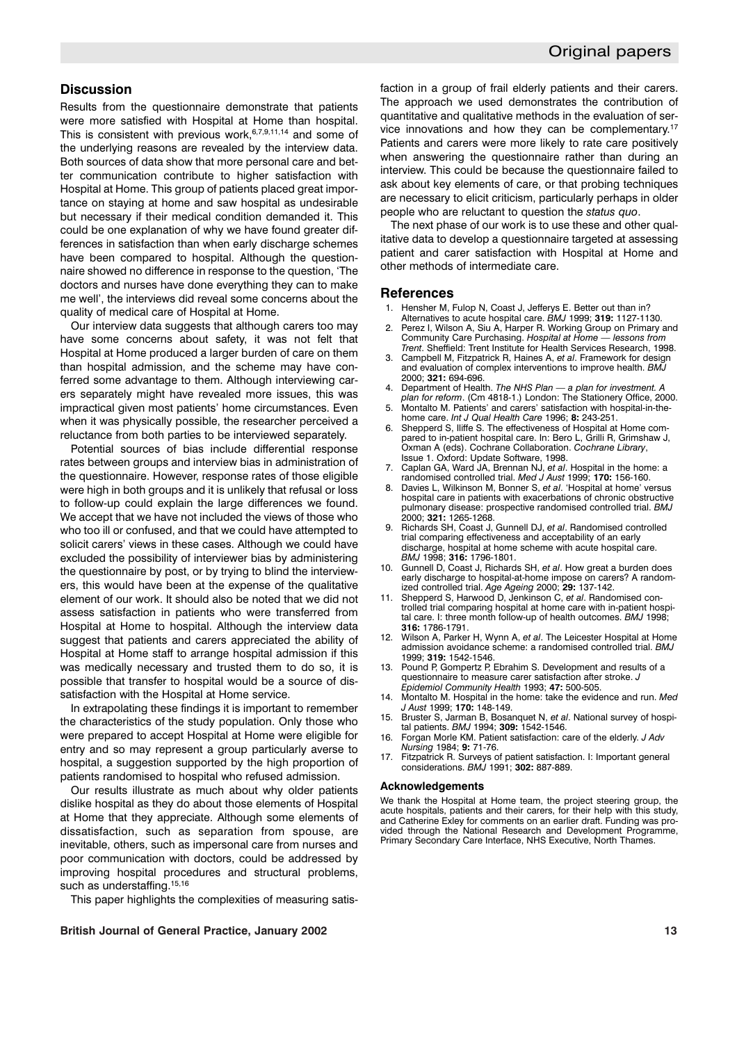## Discussion

Results from the questionnaire demonstrate that patients were more satisfied with Hospital at Home than hospital. This is consistent with previous work,[6,7,9,11,14] and some of the underlying reasons are revealed by the interview data. Both sources of data show that more personal care and better communication contribute to higher satisfaction with Hospital at Home. This group of patients placed great importance on staying at home and saw hospital as undesirable but necessary if their medical condition demanded it. This could be one explanation of why we have found greater differences in satisfaction than when early discharge schemes have been compared to hospital. Although the questionnaire showed no difference in response to the question, 'The doctors and nurses have done everything they can to make me well', the interviews did reveal some concerns about the quality of medical care of Hospital at Home.

Our interview data suggests that although carers too may have some concerns about safety, it was not felt that Hospital at Home produced a larger burden of care on them than hospital admission, and the scheme may have conferred some advantage to them. Although interviewing carers separately might have revealed more issues, this was impractical given most patients' home circumstances. Even when it was physically possible, the researcher perceived a reluctance from both parties to be interviewed separately.

Potential sources of bias include differential response rates between groups and interview bias in administration of the questionnaire. However, response rates of those eligible were high in both groups and it is unlikely that refusal or loss to follow-up could explain the large differences we found. We accept that we have not included the views of those who who too ill or confused, and that we could have attempted to solicit carers' views in these cases. Although we could have excluded the possibility of interviewer bias by administering the questionnaire by post, or by trying to blind the interviewers, this would have been at the expense of the qualitative element of our work. It should also be noted that we did not assess satisfaction in patients who were transferred from Hospital at Home to hospital. Although the interview data suggest that patients and carers appreciated the ability of Hospital at Home staff to arrange hospital admission if this was medically necessary and trusted them to do so, it is possible that transfer to hospital would be a source of dissatisfaction with the Hospital at Home service.

In extrapolating these findings it is important to remember the characteristics of the study population. Only those who were prepared to accept Hospital at Home were eligible for entry and so may represent a group particularly averse to hospital, a suggestion supported by the high proportion of patients randomised to hospital who refused admission.

Our results illustrate as much about why older patients dislike hospital as they do about those elements of Hospital at Home that they appreciate. Although some elements of dissatisfaction, such as separation from spouse, are inevitable, others, such as impersonal care from nurses and poor communication with doctors, could be addressed by improving hospital procedures and structural problems, such as understaffing.[15,16]

This paper highlights the complexities of measuring satisfaction in a group of frail elderly patients and their carers. The approach we used demonstrates the contribution of quantitative and qualitative methods in the evaluation of service innovations and how they can be complementary.[17] Patients and carers were more likely to rate care positively when answering the questionnaire rather than during an interview. This could be because the questionnaire failed to ask about key elements of care, or that probing techniques are necessary to elicit criticism, particularly perhaps in older people who are reluctant to question the *status quo*.

The next phase of our work is to use these and other qualitative data to develop a questionnaire targeted at assessing patient and carer satisfaction with Hospital at Home and other methods of intermediate care.

## References

1. Hensher M, Fulop N, Coast J, Jefferys E. Better out than in? Alternatives to acute hospital care. *BMJ* 1999; **319:** 1127-1130.
2. Perez I, Wilson A, Siu A, Harper R. Working Group on Primary and Community Care Purchasing. *Hospital at Home — lessons from Trent*. Sheffield: Trent Institute for Health Services Research, 1998.
3. Campbell M, Fitzpatrick R, Haines A, *et al*. Framework for design and evaluation of complex interventions to improve health. *BMJ* 2000; **321:** 694-696.
4. Department of Health. *The NHS Plan — a plan for investment. A plan for reform*. (Cm 4818-1.) London: The Stationery Office, 2000.
5. Montalto M. Patients' and carers' satisfaction with hospital-in-the-home care. *Int J Qual Health Care* 1996; **8:** 243-251.
6. Shepperd S, Iliffe S. The effectiveness of Hospital at Home compared to in-patient hospital care. In: Bero L, Grilli R, Grimshaw J, Oxman A (eds). Cochrane Collaboration. *Cochrane Library*, Issue 1. Oxford: Update Software, 1998.
7. Caplan GA, Ward JA, Brennan NJ, *et al*. Hospital in the home: a randomised controlled trial. *Med J Aust* 1999; **170:** 156-160.
8. Davies L, Wilkinson M, Bonner S, *et al*. 'Hospital at home' versus hospital care in patients with exacerbations of chronic obstructive pulmonary disease: prospective randomised controlled trial. *BMJ* 2000; **321:** 1265-1268.
9. Richards SH, Coast J, Gunnell DJ, *et al*. Randomised controlled trial comparing effectiveness and acceptability of an early discharge, hospital at home scheme with acute hospital care. *BMJ* 1998; **316:** 1796-1801.
10. Gunnell D, Coast J, Richards SH, *et al*. How great a burden does early discharge to hospital-at-home impose on carers? A randomized controlled trial. *Age Ageing* 2000; **29:** 137-142.
11. Shepperd S, Harwood D, Jenkinson C, *et al*. Randomised controlled trial comparing hospital at home care with in-patient hospital care. I: three month follow-up of health outcomes. *BMJ* 1998; **316:** 1786-1791.
12. Wilson A, Parker H, Wynn A, *et al*. The Leicester Hospital at Home admission avoidance scheme: a randomised controlled trial. *BMJ* 1999; **319:** 1542-1546.
13. Pound P, Gompertz P, Ebrahim S. Development and results of a questionnaire to measure carer satisfaction after stroke. *J Epidemiol Community Health* 1993; **47:** 500-505.
14. Montalto M. Hospital in the home: take the evidence and run. *Med J Aust* 1999; **170:** 148-149.
15. Bruster S, Jarman B, Bosanquet N, *et al*. National survey of hospital patients. *BMJ* 1994; **309:** 1542-1546.
16. Forgan Morle KM. Patient satisfaction: care of the elderly. *J Adv Nursing* 1984; **9:** 71-76.
17. Fitzpatrick R. Surveys of patient satisfaction. I: Important general considerations. *BMJ* 1991; **302:** 887-889.

### Acknowledgements

We thank the Hospital at Home team, the project steering group, the acute hospitals, patients and their carers, for their help with this study, and Catherine Exley for comments on an earlier draft. Funding was provided through the National Research and Development Programme, Primary Secondary Care Interface, NHS Executive, North Thames.